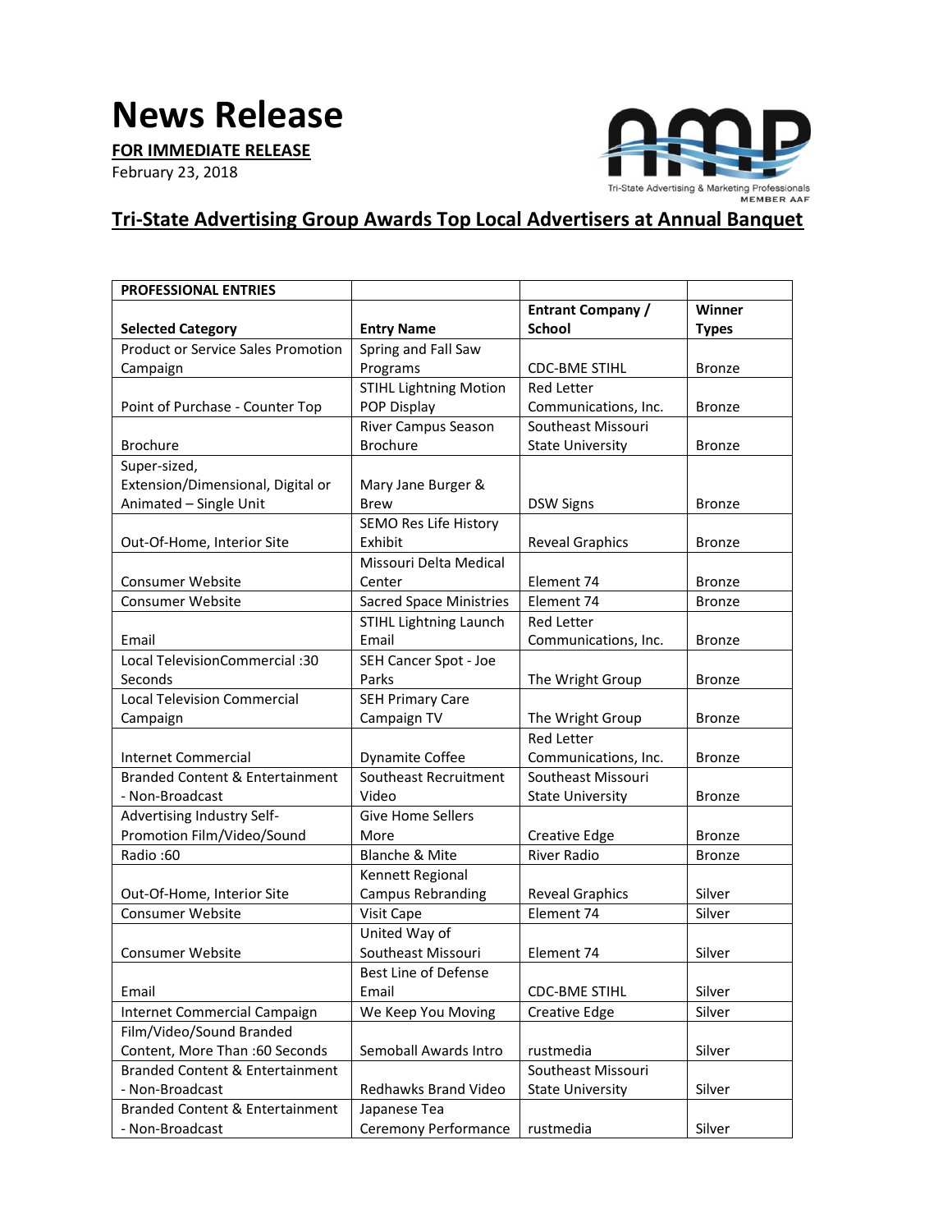# News Release

**FOR IMMEDIATE RELEASE**

February 23, 2018

Tri-State Advertising & Marketing Professionals
MEMBER AAF

## Tri-State Advertising Group Awards Top Local Advertisers at Annual Banquet

| PROFESSIONAL ENTRIES | | | |
|---|---|---|---|
| **Selected Category** | **Entry Name** | **Entrant Company / School** | **Winner Types** |
| Product or Service Sales Promotion Campaign | Spring and Fall Saw Programs | CDC-BME STIHL | Bronze |
| Point of Purchase - Counter Top | STIHL Lightning Motion POP Display | Red Letter Communications, Inc. | Bronze |
| Brochure | River Campus Season Brochure | Southeast Missouri State University | Bronze |
| Super-sized, Extension/Dimensional, Digital or Animated – Single Unit | Mary Jane Burger & Brew | DSW Signs | Bronze |
| Out-Of-Home, Interior Site | SEMO Res Life History Exhibit | Reveal Graphics | Bronze |
| Consumer Website | Missouri Delta Medical Center | Element 74 | Bronze |
| Consumer Website | Sacred Space Ministries | Element 74 | Bronze |
| Email | STIHL Lightning Launch Email | Red Letter Communications, Inc. | Bronze |
| Local TelevisionCommercial :30 Seconds | SEH Cancer Spot - Joe Parks | The Wright Group | Bronze |
| Local Television Commercial Campaign | SEH Primary Care Campaign TV | The Wright Group | Bronze |
| Internet Commercial | Dynamite Coffee | Red Letter Communications, Inc. | Bronze |
| Branded Content & Entertainment - Non-Broadcast | Southeast Recruitment Video | Southeast Missouri State University | Bronze |
| Advertising Industry Self-Promotion Film/Video/Sound | Give Home Sellers More | Creative Edge | Bronze |
| Radio :60 | Blanche & Mite | River Radio | Bronze |
| Out-Of-Home, Interior Site | Kennett Regional Campus Rebranding | Reveal Graphics | Silver |
| Consumer Website | Visit Cape | Element 74 | Silver |
| Consumer Website | United Way of Southeast Missouri | Element 74 | Silver |
| Email | Best Line of Defense Email | CDC-BME STIHL | Silver |
| Internet Commercial Campaign | We Keep You Moving | Creative Edge | Silver |
| Film/Video/Sound Branded Content, More Than :60 Seconds | Semoball Awards Intro | rustmedia | Silver |
| Branded Content & Entertainment - Non-Broadcast | Redhawks Brand Video | Southeast Missouri State University | Silver |
| Branded Content & Entertainment - Non-Broadcast | Japanese Tea Ceremony Performance | rustmedia | Silver |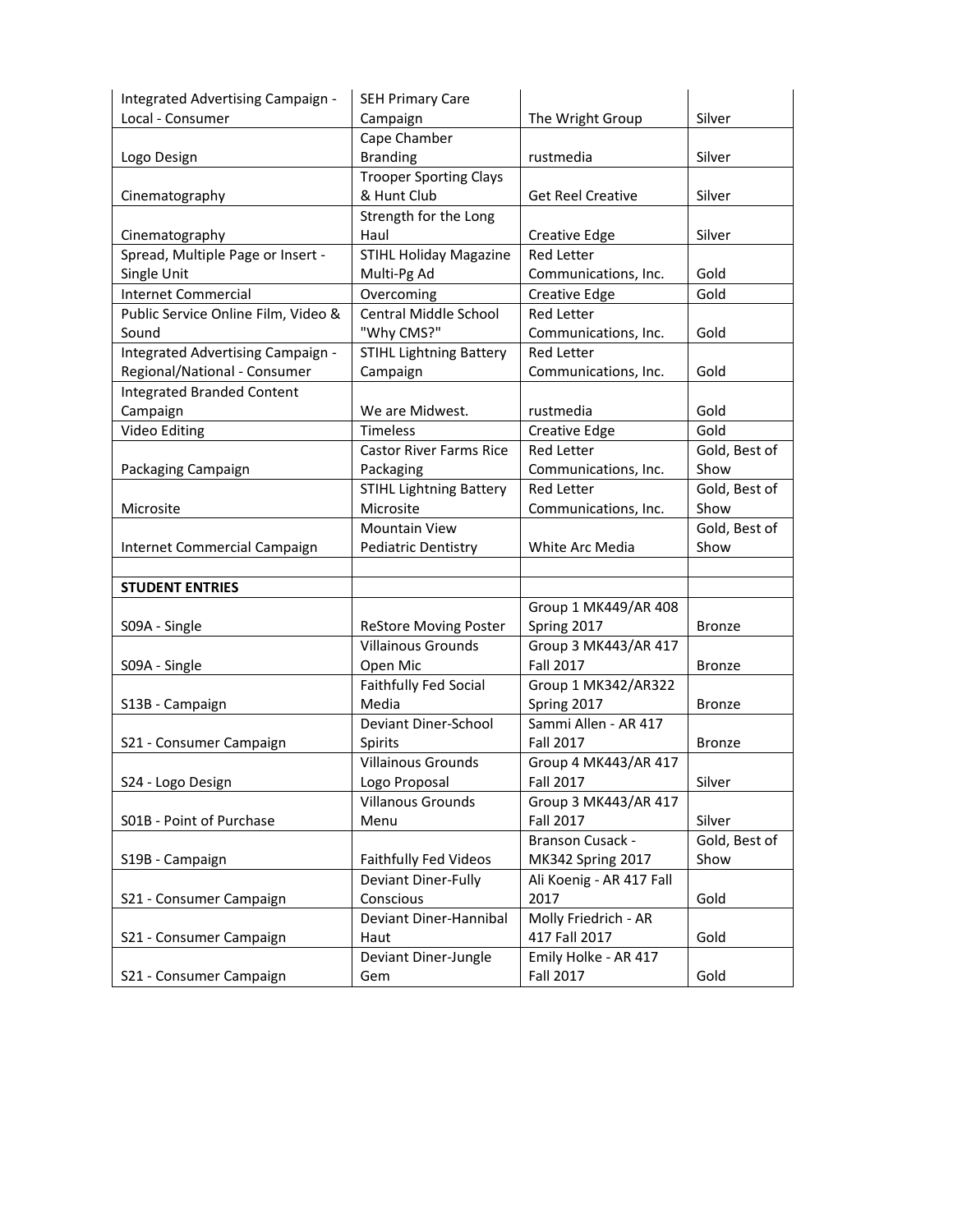| | | | |
|---|---|---|---|
| Integrated Advertising Campaign - Local - Consumer | SEH Primary Care Campaign | The Wright Group | Silver |
| Logo Design | Cape Chamber Branding | rustmedia | Silver |
| Cinematography | Trooper Sporting Clays & Hunt Club | Get Reel Creative | Silver |
| Cinematography | Strength for the Long Haul | Creative Edge | Silver |
| Spread, Multiple Page or Insert - Single Unit | STIHL Holiday Magazine Multi-Pg Ad | Red Letter Communications, Inc. | Gold |
| Internet Commercial | Overcoming | Creative Edge | Gold |
| Public Service Online Film, Video & Sound | Central Middle School "Why CMS?" | Red Letter Communications, Inc. | Gold |
| Integrated Advertising Campaign - Regional/National - Consumer | STIHL Lightning Battery Campaign | Red Letter Communications, Inc. | Gold |
| Integrated Branded Content Campaign | We are Midwest. | rustmedia | Gold |
| Video Editing | Timeless | Creative Edge | Gold |
| Packaging Campaign | Castor River Farms Rice Packaging | Red Letter Communications, Inc. | Gold, Best of Show |
| Microsite | STIHL Lightning Battery Microsite | Red Letter Communications, Inc. | Gold, Best of Show |
| Internet Commercial Campaign | Mountain View Pediatric Dentistry | White Arc Media | Gold, Best of Show |
| | | | |
| **STUDENT ENTRIES** | | | |
| S09A - Single | ReStore Moving Poster | Group 1 MK449/AR 408 Spring 2017 | Bronze |
| S09A - Single | Villainous Grounds Open Mic | Group 3 MK443/AR 417 Fall 2017 | Bronze |
| S13B - Campaign | Faithfully Fed Social Media | Group 1 MK342/AR322 Spring 2017 | Bronze |
| S21 - Consumer Campaign | Deviant Diner-School Spirits | Sammi Allen - AR 417 Fall 2017 | Bronze |
| S24 - Logo Design | Villainous Grounds Logo Proposal | Group 4 MK443/AR 417 Fall 2017 | Silver |
| S01B - Point of Purchase | Villanous Grounds Menu | Group 3 MK443/AR 417 Fall 2017 | Silver |
| S19B - Campaign | Faithfully Fed Videos | Branson Cusack - MK342 Spring 2017 | Gold, Best of Show |
| S21 - Consumer Campaign | Deviant Diner-Fully Conscious | Ali Koenig - AR 417 Fall 2017 | Gold |
| S21 - Consumer Campaign | Deviant Diner-Hannibal Haut | Molly Friedrich - AR 417 Fall 2017 | Gold |
| S21 - Consumer Campaign | Deviant Diner-Jungle Gem | Emily Holke - AR 417 Fall 2017 | Gold |